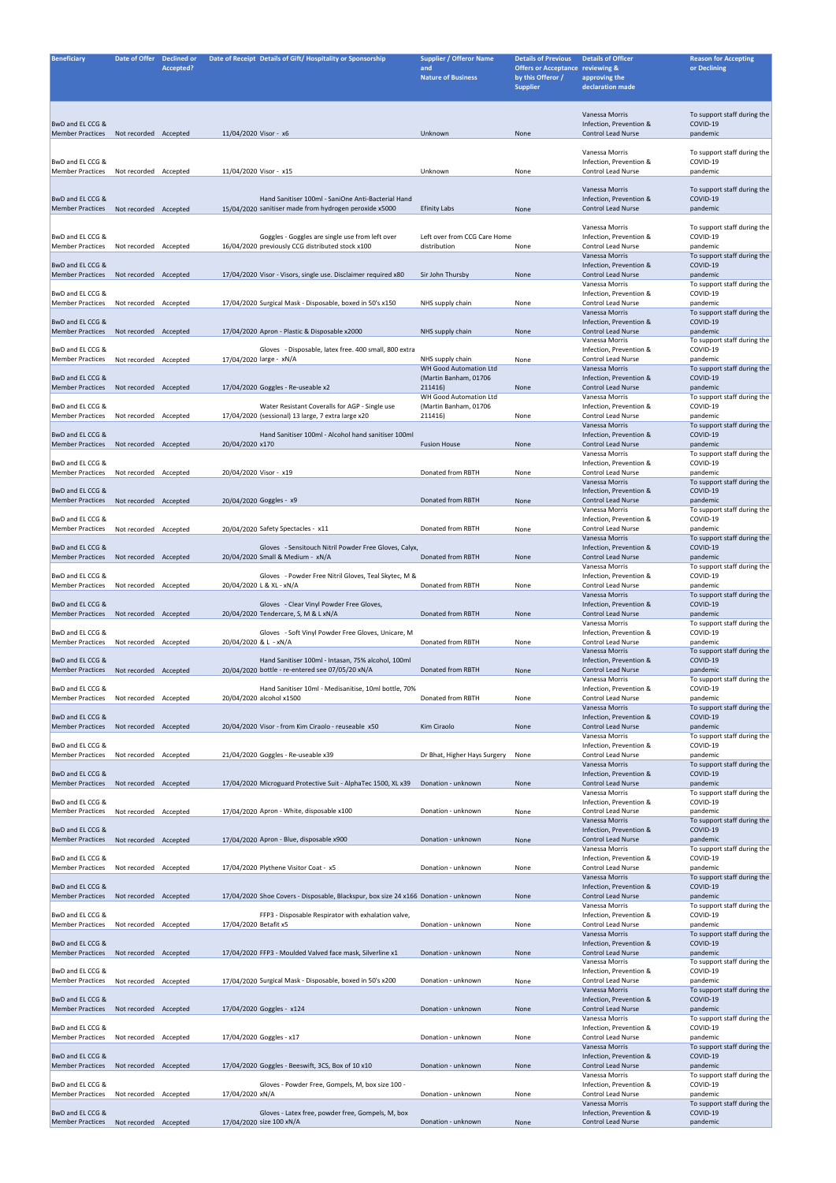| Beneficiary | Date of Offer | Declined or Accepted? | Date of Receipt | Details of Gift/ Hospitality or Sponsorship | Supplier / Offeror Name and Nature of Business | Details of Previous Offers or Acceptance by this Offeror / Supplier | Details of Officer reviewing & approving the declaration made | Reason for Accepting or Declining |
|---|---|---|---|---|---|---|---|---|
| BwD and EL CCG & Member Practices | Not recorded | Accepted | 11/04/2020 | Visor - x6 | Unknown | None | Vanessa Morris Infection, Prevention & Control Lead Nurse | To support staff during the COVID-19 pandemic |
| BwD and EL CCG & Member Practices | Not recorded | Accepted | 11/04/2020 | Visor - x15 | Unknown | None | Vanessa Morris Infection, Prevention & Control Lead Nurse | To support staff during the COVID-19 pandemic |
| BwD and EL CCG & Member Practices | Not recorded | Accepted | 15/04/2020 | Hand Sanitiser 100ml - SaniOne Anti-Bacterial Hand sanitiser made from hydrogen peroxide x5000 | Efinity Labs | None | Vanessa Morris Infection, Prevention & Control Lead Nurse | To support staff during the COVID-19 pandemic |
| BwD and EL CCG & Member Practices | Not recorded | Accepted | 16/04/2020 | Goggles - Goggles are single use from left over previously CCG distributed stock x100 | Left over from CCG Care Home distribution | None | Vanessa Morris Infection, Prevention & Control Lead Nurse | To support staff during the COVID-19 pandemic |
| BwD and EL CCG & Member Practices | Not recorded | Accepted | 17/04/2020 | Visor - Visors, single use. Disclaimer required x80 | Sir John Thursby | None | Vanessa Morris Infection, Prevention & Control Lead Nurse | To support staff during the COVID-19 pandemic |
| BwD and EL CCG & Member Practices | Not recorded | Accepted | 17/04/2020 | Surgical Mask - Disposable, boxed in 50's x150 | NHS supply chain | None | Vanessa Morris Infection, Prevention & Control Lead Nurse | To support staff during the COVID-19 pandemic |
| BwD and EL CCG & Member Practices | Not recorded | Accepted | 17/04/2020 | Apron - Plastic & Disposable x2000 | NHS supply chain | None | Vanessa Morris Infection, Prevention & Control Lead Nurse | To support staff during the COVID-19 pandemic |
| BwD and EL CCG & Member Practices | Not recorded | Accepted | 17/04/2020 | Gloves - Disposable, latex free. 400 small, 800 extra large - xN/A | NHS supply chain | None | Vanessa Morris Infection, Prevention & Control Lead Nurse | To support staff during the COVID-19 pandemic |
| BwD and EL CCG & Member Practices | Not recorded | Accepted | 17/04/2020 | Goggles - Re-useable x2 | WH Good Automation Ltd (Martin Banham, 01706 211416) | None | Vanessa Morris Infection, Prevention & Control Lead Nurse | To support staff during the COVID-19 pandemic |
| BwD and EL CCG & Member Practices | Not recorded | Accepted | 17/04/2020 | Water Resistant Coveralls for AGP - Single use (sessional) 13 large, 7 extra large x20 | WH Good Automation Ltd (Martin Banham, 01706 211416) | None | Vanessa Morris Infection, Prevention & Control Lead Nurse | To support staff during the COVID-19 pandemic |
| BwD and EL CCG & Member Practices | Not recorded | Accepted | 20/04/2020 | Hand Sanitiser 100ml - Alcohol hand sanitiser 100ml x170 | Fusion House | None | Vanessa Morris Infection, Prevention & Control Lead Nurse | To support staff during the COVID-19 pandemic |
| BwD and EL CCG & Member Practices | Not recorded | Accepted | 20/04/2020 | Visor - x19 | Donated from RBTH | None | Vanessa Morris Infection, Prevention & Control Lead Nurse | To support staff during the COVID-19 pandemic |
| BwD and EL CCG & Member Practices | Not recorded | Accepted | 20/04/2020 | Goggles - x9 | Donated from RBTH | None | Vanessa Morris Infection, Prevention & Control Lead Nurse | To support staff during the COVID-19 pandemic |
| BwD and EL CCG & Member Practices | Not recorded | Accepted | 20/04/2020 | Safety Spectacles - x11 | Donated from RBTH | None | Vanessa Morris Infection, Prevention & Control Lead Nurse | To support staff during the COVID-19 pandemic |
| BwD and EL CCG & Member Practices | Not recorded | Accepted | 20/04/2020 | Gloves - Sensitouch Nitril Powder Free Gloves, Calyx, Small & Medium - xN/A | Donated from RBTH | None | Vanessa Morris Infection, Prevention & Control Lead Nurse | To support staff during the COVID-19 pandemic |
| BwD and EL CCG & Member Practices | Not recorded | Accepted | 20/04/2020 | Gloves - Powder Free Nitril Gloves, Teal Skytec, M & L & XL - xN/A | Donated from RBTH | None | Vanessa Morris Infection, Prevention & Control Lead Nurse | To support staff during the COVID-19 pandemic |
| BwD and EL CCG & Member Practices | Not recorded | Accepted | 20/04/2020 | Gloves - Clear Vinyl Powder Free Gloves, Tendercare, S, M & L xN/A | Donated from RBTH | None | Vanessa Morris Infection, Prevention & Control Lead Nurse | To support staff during the COVID-19 pandemic |
| BwD and EL CCG & Member Practices | Not recorded | Accepted | 20/04/2020 | Gloves - Soft Vinyl Powder Free Gloves, Unicare, M & L - xN/A | Donated from RBTH | None | Vanessa Morris Infection, Prevention & Control Lead Nurse | To support staff during the COVID-19 pandemic |
| BwD and EL CCG & Member Practices | Not recorded | Accepted | 20/04/2020 | Hand Sanitiser 100ml - Intasan, 75% alcohol, 100ml bottle - re-entered see 07/05/20 xN/A | Donated from RBTH | None | Vanessa Morris Infection, Prevention & Control Lead Nurse | To support staff during the COVID-19 pandemic |
| BwD and EL CCG & Member Practices | Not recorded | Accepted | 20/04/2020 | Hand Sanitiser 10ml - Medisanitise, 10ml bottle, 70% alcohol x1500 | Donated from RBTH | None | Vanessa Morris Infection, Prevention & Control Lead Nurse | To support staff during the COVID-19 pandemic |
| BwD and EL CCG & Member Practices | Not recorded | Accepted | 20/04/2020 | Visor - from Kim Ciraolo - reuseable x50 | Kim Ciraolo | None | Vanessa Morris Infection, Prevention & Control Lead Nurse | To support staff during the COVID-19 pandemic |
| BwD and EL CCG & Member Practices | Not recorded | Accepted | 21/04/2020 | Goggles - Re-useable x39 | Dr Bhat, Higher Hays Surgery | None | Vanessa Morris Infection, Prevention & Control Lead Nurse | To support staff during the COVID-19 pandemic |
| BwD and EL CCG & Member Practices | Not recorded | Accepted | 17/04/2020 | Microguard Protective Suit - AlphaTec 1500, XL x39 | Donation - unknown | None | Vanessa Morris Infection, Prevention & Control Lead Nurse | To support staff during the COVID-19 pandemic |
| BwD and EL CCG & Member Practices | Not recorded | Accepted | 17/04/2020 | Apron - White, disposable x100 | Donation - unknown | None | Vanessa Morris Infection, Prevention & Control Lead Nurse | To support staff during the COVID-19 pandemic |
| BwD and EL CCG & Member Practices | Not recorded | Accepted | 17/04/2020 | Apron - Blue, disposable x900 | Donation - unknown | None | Vanessa Morris Infection, Prevention & Control Lead Nurse | To support staff during the COVID-19 pandemic |
| BwD and EL CCG & Member Practices | Not recorded | Accepted | 17/04/2020 | Plythene Visitor Coat - x5 | Donation - unknown | None | Vanessa Morris Infection, Prevention & Control Lead Nurse | To support staff during the COVID-19 pandemic |
| BwD and EL CCG & Member Practices | Not recorded | Accepted | 17/04/2020 | Shoe Covers - Disposable, Blackspur, box size 24 x166 | Donation - unknown | None | Vanessa Morris Infection, Prevention & Control Lead Nurse | To support staff during the COVID-19 pandemic |
| BwD and EL CCG & Member Practices | Not recorded | Accepted | 17/04/2020 | FFP3 - Disposable Respirator with exhalation valve, Betafit x5 | Donation - unknown | None | Vanessa Morris Infection, Prevention & Control Lead Nurse | To support staff during the COVID-19 pandemic |
| BwD and EL CCG & Member Practices | Not recorded | Accepted | 17/04/2020 | FFP3 - Moulded Valved face mask, Silverline x1 | Donation - unknown | None | Vanessa Morris Infection, Prevention & Control Lead Nurse | To support staff during the COVID-19 pandemic |
| BwD and EL CCG & Member Practices | Not recorded | Accepted | 17/04/2020 | Surgical Mask - Disposable, boxed in 50's x200 | Donation - unknown | None | Vanessa Morris Infection, Prevention & Control Lead Nurse | To support staff during the COVID-19 pandemic |
| BwD and EL CCG & Member Practices | Not recorded | Accepted | 17/04/2020 | Goggles - x124 | Donation - unknown | None | Vanessa Morris Infection, Prevention & Control Lead Nurse | To support staff during the COVID-19 pandemic |
| BwD and EL CCG & Member Practices | Not recorded | Accepted | 17/04/2020 | Goggles - x17 | Donation - unknown | None | Vanessa Morris Infection, Prevention & Control Lead Nurse | To support staff during the COVID-19 pandemic |
| BwD and EL CCG & Member Practices | Not recorded | Accepted | 17/04/2020 | Goggles - Beeswift, 3CS, Box of 10 x10 | Donation - unknown | None | Vanessa Morris Infection, Prevention & Control Lead Nurse | To support staff during the COVID-19 pandemic |
| BwD and EL CCG & Member Practices | Not recorded | Accepted | 17/04/2020 | Gloves - Powder Free, Gompels, M, box size 100 - xN/A | Donation - unknown | None | Vanessa Morris Infection, Prevention & Control Lead Nurse | To support staff during the COVID-19 pandemic |
| BwD and EL CCG & Member Practices | Not recorded | Accepted | 17/04/2020 | Gloves - Latex free, powder free, Gompels, M, box size 100 xN/A | Donation - unknown | None | Vanessa Morris Infection, Prevention & Control Lead Nurse | To support staff during the COVID-19 pandemic |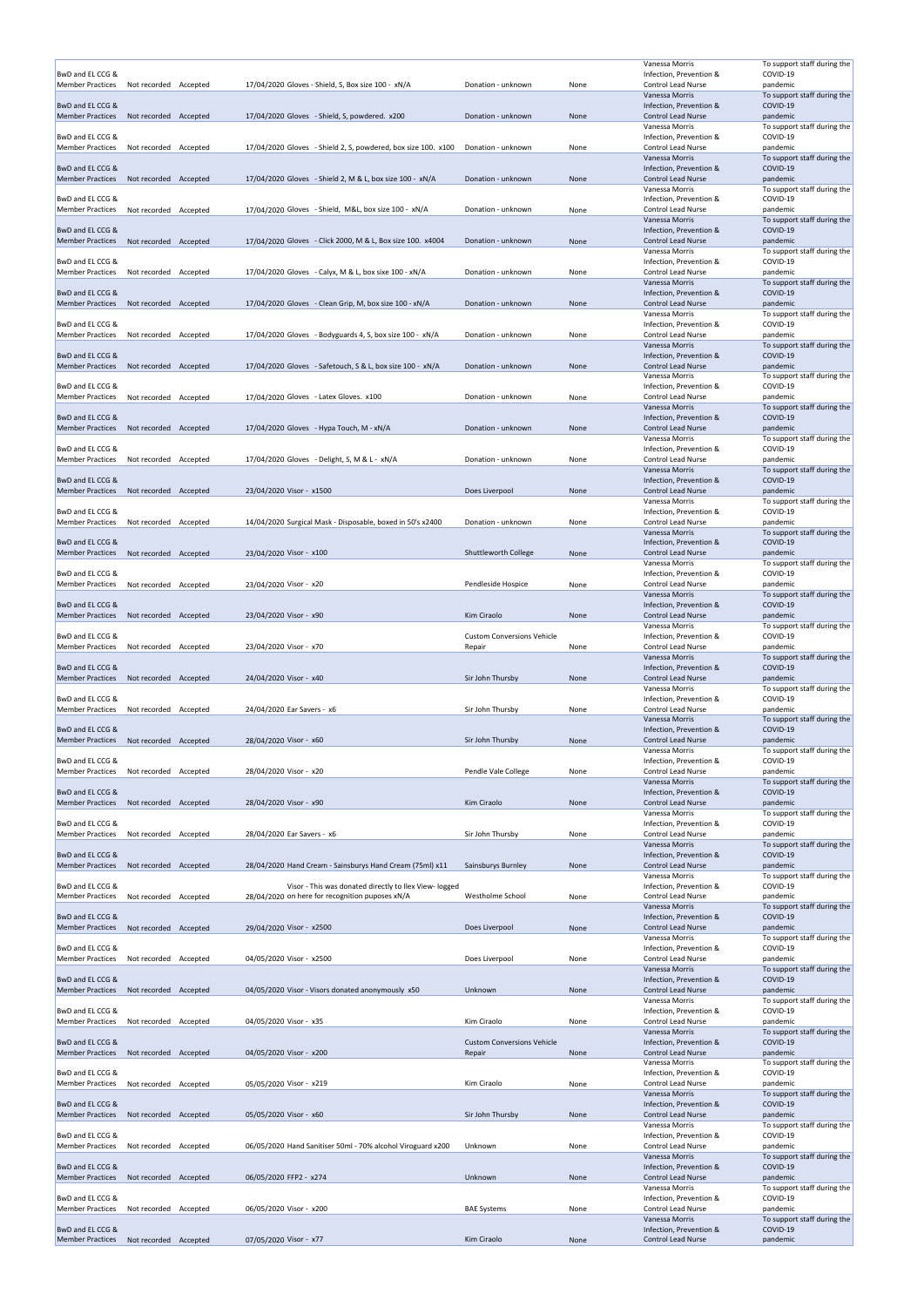| | | | | | | | | |
|---|---|---|---|---|---|---|---|---|
| BwD and EL CCG & Member Practices | Not recorded | Accepted | 17/04/2020 | Gloves - Shield, S, Box size 100 - xN/A | Donation - unknown | None | Vanessa Morris Infection, Prevention & Control Lead Nurse | To support staff during the COVID-19 pandemic |
| BwD and EL CCG & Member Practices | Not recorded | Accepted | 17/04/2020 | Gloves - Shield, S, powdered. x200 | Donation - unknown | None | Vanessa Morris Infection, Prevention & Control Lead Nurse | To support staff during the COVID-19 pandemic |
| BwD and EL CCG & Member Practices | Not recorded | Accepted | 17/04/2020 | Gloves - Shield 2, S, powdered, box size 100. x100 | Donation - unknown | None | Vanessa Morris Infection, Prevention & Control Lead Nurse | To support staff during the COVID-19 pandemic |
| BwD and EL CCG & Member Practices | Not recorded | Accepted | 17/04/2020 | Gloves - Shield 2, M & L, box size 100 - xN/A | Donation - unknown | None | Vanessa Morris Infection, Prevention & Control Lead Nurse | To support staff during the COVID-19 pandemic |
| BwD and EL CCG & Member Practices | Not recorded | Accepted | 17/04/2020 | Gloves - Shield, M&L, box size 100 - xN/A | Donation - unknown | None | Vanessa Morris Infection, Prevention & Control Lead Nurse | To support staff during the COVID-19 pandemic |
| BwD and EL CCG & Member Practices | Not recorded | Accepted | 17/04/2020 | Gloves - Click 2000, M & L, box size 100. x4004 | Donation - unknown | None | Vanessa Morris Infection, Prevention & Control Lead Nurse | To support staff during the COVID-19 pandemic |
| BwD and EL CCG & Member Practices | Not recorded | Accepted | 17/04/2020 | Gloves - Calyx, M & L, box sixe 100 - xN/A | Donation - unknown | None | Vanessa Morris Infection, Prevention & Control Lead Nurse | To support staff during the COVID-19 pandemic |
| BwD and EL CCG & Member Practices | Not recorded | Accepted | 17/04/2020 | Gloves - Clean Grip, M, box size 100 - xN/A | Donation - unknown | None | Vanessa Morris Infection, Prevention & Control Lead Nurse | To support staff during the COVID-19 pandemic |
| BwD and EL CCG & Member Practices | Not recorded | Accepted | 17/04/2020 | Gloves - Bodyguards 4, S, box size 100 - xN/A | Donation - unknown | None | Vanessa Morris Infection, Prevention & Control Lead Nurse | To support staff during the COVID-19 pandemic |
| BwD and EL CCG & Member Practices | Not recorded | Accepted | 17/04/2020 | Gloves - Safetouch, S & L, box size 100 - xN/A | Donation - unknown | None | Vanessa Morris Infection, Prevention & Control Lead Nurse | To support staff during the COVID-19 pandemic |
| BwD and EL CCG & Member Practices | Not recorded | Accepted | 17/04/2020 | Gloves - Latex Gloves. x100 | Donation - unknown | None | Vanessa Morris Infection, Prevention & Control Lead Nurse | To support staff during the COVID-19 pandemic |
| BwD and EL CCG & Member Practices | Not recorded | Accepted | 17/04/2020 | Gloves - Hypa Touch, M - xN/A | Donation - unknown | None | Vanessa Morris Infection, Prevention & Control Lead Nurse | To support staff during the COVID-19 pandemic |
| BwD and EL CCG & Member Practices | Not recorded | Accepted | 17/04/2020 | Gloves - Delight, S, M & L - xN/A | Donation - unknown | None | Vanessa Morris Infection, Prevention & Control Lead Nurse | To support staff during the COVID-19 pandemic |
| BwD and EL CCG & Member Practices | Not recorded | Accepted | 23/04/2020 | Visor - x1500 | Does Liverpool | None | Vanessa Morris Infection, Prevention & Control Lead Nurse | To support staff during the COVID-19 pandemic |
| BwD and EL CCG & Member Practices | Not recorded | Accepted | 14/04/2020 | Surgical Mask - Disposable, boxed in 50's x2400 | Donation - unknown | None | Vanessa Morris Infection, Prevention & Control Lead Nurse | To support staff during the COVID-19 pandemic |
| BwD and EL CCG & Member Practices | Not recorded | Accepted | 23/04/2020 | Visor - x100 | Shuttleworth College | None | Vanessa Morris Infection, Prevention & Control Lead Nurse | To support staff during the COVID-19 pandemic |
| BwD and EL CCG & Member Practices | Not recorded | Accepted | 23/04/2020 | Visor - x20 | Pendleside Hospice | None | Vanessa Morris Infection, Prevention & Control Lead Nurse | To support staff during the COVID-19 pandemic |
| BwD and EL CCG & Member Practices | Not recorded | Accepted | 23/04/2020 | Visor - x90 | Kim Ciraolo | None | Vanessa Morris Infection, Prevention & Control Lead Nurse | To support staff during the COVID-19 pandemic |
| BwD and EL CCG & Member Practices | Not recorded | Accepted | 23/04/2020 | Visor - x70 | Custom Conversions Vehicle Repair | None | Vanessa Morris Infection, Prevention & Control Lead Nurse | To support staff during the COVID-19 pandemic |
| BwD and EL CCG & Member Practices | Not recorded | Accepted | 24/04/2020 | Visor - x40 | Sir John Thursby | None | Vanessa Morris Infection, Prevention & Control Lead Nurse | To support staff during the COVID-19 pandemic |
| BwD and EL CCG & Member Practices | Not recorded | Accepted | 24/04/2020 | Ear Savers - x6 | Sir John Thursby | None | Vanessa Morris Infection, Prevention & Control Lead Nurse | To support staff during the COVID-19 pandemic |
| BwD and EL CCG & Member Practices | Not recorded | Accepted | 28/04/2020 | Visor - x60 | Sir John Thursby | None | Vanessa Morris Infection, Prevention & Control Lead Nurse | To support staff during the COVID-19 pandemic |
| BwD and EL CCG & Member Practices | Not recorded | Accepted | 28/04/2020 | Visor - x20 | Pendle Vale College | None | Vanessa Morris Infection, Prevention & Control Lead Nurse | To support staff during the COVID-19 pandemic |
| BwD and EL CCG & Member Practices | Not recorded | Accepted | 28/04/2020 | Visor - x90 | Kim Ciraolo | None | Vanessa Morris Infection, Prevention & Control Lead Nurse | To support staff during the COVID-19 pandemic |
| BwD and EL CCG & Member Practices | Not recorded | Accepted | 28/04/2020 | Ear Savers - x6 | Sir John Thursby | None | Vanessa Morris Infection, Prevention & Control Lead Nurse | To support staff during the COVID-19 pandemic |
| BwD and EL CCG & Member Practices | Not recorded | Accepted | 28/04/2020 | Hand Cream - Sainsburys Hand Cream (75ml) x11 | Sainsburys Burnley | None | Vanessa Morris Infection, Prevention & Control Lead Nurse | To support staff during the COVID-19 pandemic |
| BwD and EL CCG & Member Practices | Not recorded | Accepted | 28/04/2020 | Visor - This was donated directly to Ilex View- logged on here for recognition puposes xN/A | Westholme School | None | Vanessa Morris Infection, Prevention & Control Lead Nurse | To support staff during the COVID-19 pandemic |
| BwD and EL CCG & Member Practices | Not recorded | Accepted | 29/04/2020 | Visor - x2500 | Does Liverpool | None | Vanessa Morris Infection, Prevention & Control Lead Nurse | To support staff during the COVID-19 pandemic |
| BwD and EL CCG & Member Practices | Not recorded | Accepted | 04/05/2020 | Visor - x2500 | Does Liverpool | None | Vanessa Morris Infection, Prevention & Control Lead Nurse | To support staff during the COVID-19 pandemic |
| BwD and EL CCG & Member Practices | Not recorded | Accepted | 04/05/2020 | Visor - Visors donated anonymously x50 | Unknown | None | Vanessa Morris Infection, Prevention & Control Lead Nurse | To support staff during the COVID-19 pandemic |
| BwD and EL CCG & Member Practices | Not recorded | Accepted | 04/05/2020 | Visor - x35 | Kim Ciraolo | None | Vanessa Morris Infection, Prevention & Control Lead Nurse | To support staff during the COVID-19 pandemic |
| BwD and EL CCG & Member Practices | Not recorded | Accepted | 04/05/2020 | Visor - x200 | Custom Conversions Vehicle Repair | None | Vanessa Morris Infection, Prevention & Control Lead Nurse | To support staff during the COVID-19 pandemic |
| BwD and EL CCG & Member Practices | Not recorded | Accepted | 05/05/2020 | Visor - x219 | Kim Ciraolo | None | Vanessa Morris Infection, Prevention & Control Lead Nurse | To support staff during the COVID-19 pandemic |
| BwD and EL CCG & Member Practices | Not recorded | Accepted | 05/05/2020 | Visor - x60 | Sir John Thursby | None | Vanessa Morris Infection, Prevention & Control Lead Nurse | To support staff during the COVID-19 pandemic |
| BwD and EL CCG & Member Practices | Not recorded | Accepted | 06/05/2020 | Hand Sanitiser 50ml - 70% alcohol Viroguard x200 | Unknown | None | Vanessa Morris Infection, Prevention & Control Lead Nurse | To support staff during the COVID-19 pandemic |
| BwD and EL CCG & Member Practices | Not recorded | Accepted | 06/05/2020 | FFP2 - x274 | Unknown | None | Vanessa Morris Infection, Prevention & Control Lead Nurse | To support staff during the COVID-19 pandemic |
| BwD and EL CCG & Member Practices | Not recorded | Accepted | 06/05/2020 | Visor - x200 | BAE Systems | None | Vanessa Morris Infection, Prevention & Control Lead Nurse | To support staff during the COVID-19 pandemic |
| BwD and EL CCG & Member Practices | Not recorded | Accepted | 07/05/2020 | Visor - x77 | Kim Ciraolo | None | Vanessa Morris Infection, Prevention & Control Lead Nurse | To support staff during the COVID-19 pandemic |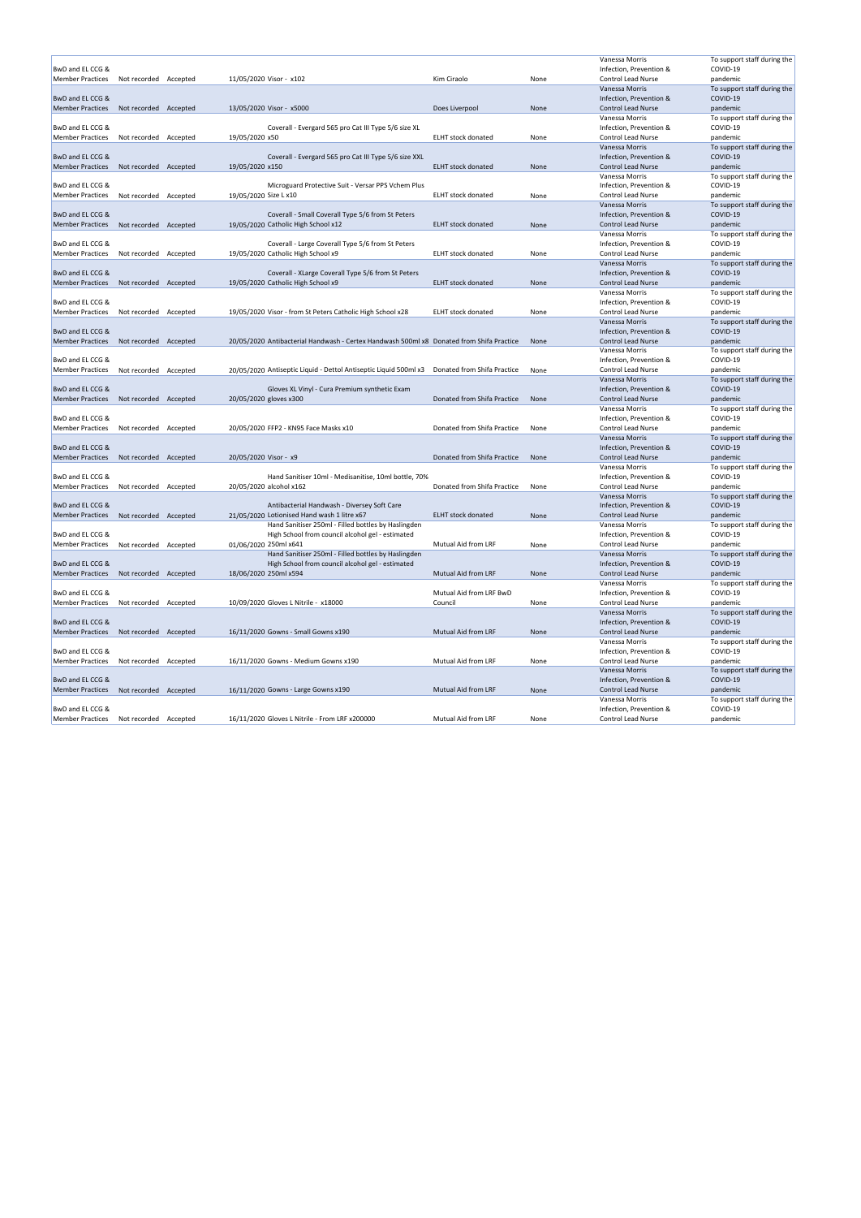| | | | | | | | | |
|---|---|---|---|---|---|---|---|---|
| BwD and EL CCG & Member Practices | Not recorded | Accepted | 11/05/2020 | Visor - x102 | Kim Ciraolo | None | Vanessa Morris Infection, Prevention & Control Lead Nurse | To support staff during the COVID-19 pandemic |
| BwD and EL CCG & Member Practices | Not recorded | Accepted | 13/05/2020 | Visor - x5000 | Does Liverpool | None | Vanessa Morris Infection, Prevention & Control Lead Nurse | To support staff during the COVID-19 pandemic |
| BwD and EL CCG & Member Practices | Not recorded | Accepted | 19/05/2020 | Coverall - Evergard 565 pro Cat III Type 5/6 size XL x50 | ELHT stock donated | None | Vanessa Morris Infection, Prevention & Control Lead Nurse | To support staff during the COVID-19 pandemic |
| BwD and EL CCG & Member Practices | Not recorded | Accepted | 19/05/2020 | Coverall - Evergard 565 pro Cat III Type 5/6 size XXL x150 | ELHT stock donated | None | Vanessa Morris Infection, Prevention & Control Lead Nurse | To support staff during the COVID-19 pandemic |
| BwD and EL CCG & Member Practices | Not recorded | Accepted | 19/05/2020 | Microguard Protective Suit - Versar PPS Vchem Plus Size L x10 | ELHT stock donated | None | Vanessa Morris Infection, Prevention & Control Lead Nurse | To support staff during the COVID-19 pandemic |
| BwD and EL CCG & Member Practices | Not recorded | Accepted | 19/05/2020 | Coverall - Small Coverall Type 5/6 from St Peters Catholic High School x12 | ELHT stock donated | None | Vanessa Morris Infection, Prevention & Control Lead Nurse | To support staff during the COVID-19 pandemic |
| BwD and EL CCG & Member Practices | Not recorded | Accepted | 19/05/2020 | Coverall - Large Coverall Type 5/6 from St Peters Catholic High School x9 | ELHT stock donated | None | Vanessa Morris Infection, Prevention & Control Lead Nurse | To support staff during the COVID-19 pandemic |
| BwD and EL CCG & Member Practices | Not recorded | Accepted | 19/05/2020 | Coverall - XLarge Coverall Type 5/6 from St Peters Catholic High School x9 | ELHT stock donated | None | Vanessa Morris Infection, Prevention & Control Lead Nurse | To support staff during the COVID-19 pandemic |
| BwD and EL CCG & Member Practices | Not recorded | Accepted | 19/05/2020 | Visor - from St Peters Catholic High School x28 | ELHT stock donated | None | Vanessa Morris Infection, Prevention & Control Lead Nurse | To support staff during the COVID-19 pandemic |
| BwD and EL CCG & Member Practices | Not recorded | Accepted | 20/05/2020 | Antibacterial Handwash - Certex Handwash 500ml x8 | Donated from Shifa Practice | None | Vanessa Morris Infection, Prevention & Control Lead Nurse | To support staff during the COVID-19 pandemic |
| BwD and EL CCG & Member Practices | Not recorded | Accepted | 20/05/2020 | Antiseptic Liquid - Dettol Antiseptic Liquid 500ml x3 | Donated from Shifa Practice | None | Vanessa Morris Infection, Prevention & Control Lead Nurse | To support staff during the COVID-19 pandemic |
| BwD and EL CCG & Member Practices | Not recorded | Accepted | 20/05/2020 | Gloves XL Vinyl - Cura Premium synthetic Exam gloves x300 | Donated from Shifa Practice | None | Vanessa Morris Infection, Prevention & Control Lead Nurse | To support staff during the COVID-19 pandemic |
| BwD and EL CCG & Member Practices | Not recorded | Accepted | 20/05/2020 | FFP2 - KN95 Face Masks x10 | Donated from Shifa Practice | None | Vanessa Morris Infection, Prevention & Control Lead Nurse | To support staff during the COVID-19 pandemic |
| BwD and EL CCG & Member Practices | Not recorded | Accepted | 20/05/2020 | Visor - x9 | Donated from Shifa Practice | None | Vanessa Morris Infection, Prevention & Control Lead Nurse | To support staff during the COVID-19 pandemic |
| BwD and EL CCG & Member Practices | Not recorded | Accepted | 20/05/2020 | Hand Sanitiser 10ml - Medisanitise, 10ml bottle, 70% alcohol x162 | Donated from Shifa Practice | None | Vanessa Morris Infection, Prevention & Control Lead Nurse | To support staff during the COVID-19 pandemic |
| BwD and EL CCG & Member Practices | Not recorded | Accepted | 21/05/2020 | Antibacterial Handwash - Diversey Soft Care Lotionised Hand wash 1 litre x67 | ELHT stock donated | None | Vanessa Morris Infection, Prevention & Control Lead Nurse | To support staff during the COVID-19 pandemic |
| BwD and EL CCG & Member Practices | Not recorded | Accepted | 01/06/2020 | Hand Sanitiser 250ml - Filled bottles by Haslingden High School from council alcohol gel - estimated 250ml x641 | Mutual Aid from LRF | None | Vanessa Morris Infection, Prevention & Control Lead Nurse | To support staff during the COVID-19 pandemic |
| BwD and EL CCG & Member Practices | Not recorded | Accepted | 18/06/2020 | Hand Sanitiser 250ml - Filled bottles by Haslingden High School from council alcohol gel - estimated 250ml x594 | Mutual Aid from LRF | None | Vanessa Morris Infection, Prevention & Control Lead Nurse | To support staff during the COVID-19 pandemic |
| BwD and EL CCG & Member Practices | Not recorded | Accepted | 10/09/2020 | Gloves L Nitrile - x18000 | Mutual Aid from LRF BwD Council | None | Vanessa Morris Infection, Prevention & Control Lead Nurse | To support staff during the COVID-19 pandemic |
| BwD and EL CCG & Member Practices | Not recorded | Accepted | 16/11/2020 | Gowns - Small Gowns x190 | Mutual Aid from LRF | None | Vanessa Morris Infection, Prevention & Control Lead Nurse | To support staff during the COVID-19 pandemic |
| BwD and EL CCG & Member Practices | Not recorded | Accepted | 16/11/2020 | Gowns - Medium Gowns x190 | Mutual Aid from LRF | None | Vanessa Morris Infection, Prevention & Control Lead Nurse | To support staff during the COVID-19 pandemic |
| BwD and EL CCG & Member Practices | Not recorded | Accepted | 16/11/2020 | Gowns - Large Gowns x190 | Mutual Aid from LRF | None | Vanessa Morris Infection, Prevention & Control Lead Nurse | To support staff during the COVID-19 pandemic |
| BwD and EL CCG & Member Practices | Not recorded | Accepted | 16/11/2020 | Gloves L Nitrile - From LRF x200000 | Mutual Aid from LRF | None | Vanessa Morris Infection, Prevention & Control Lead Nurse | To support staff during the COVID-19 pandemic |